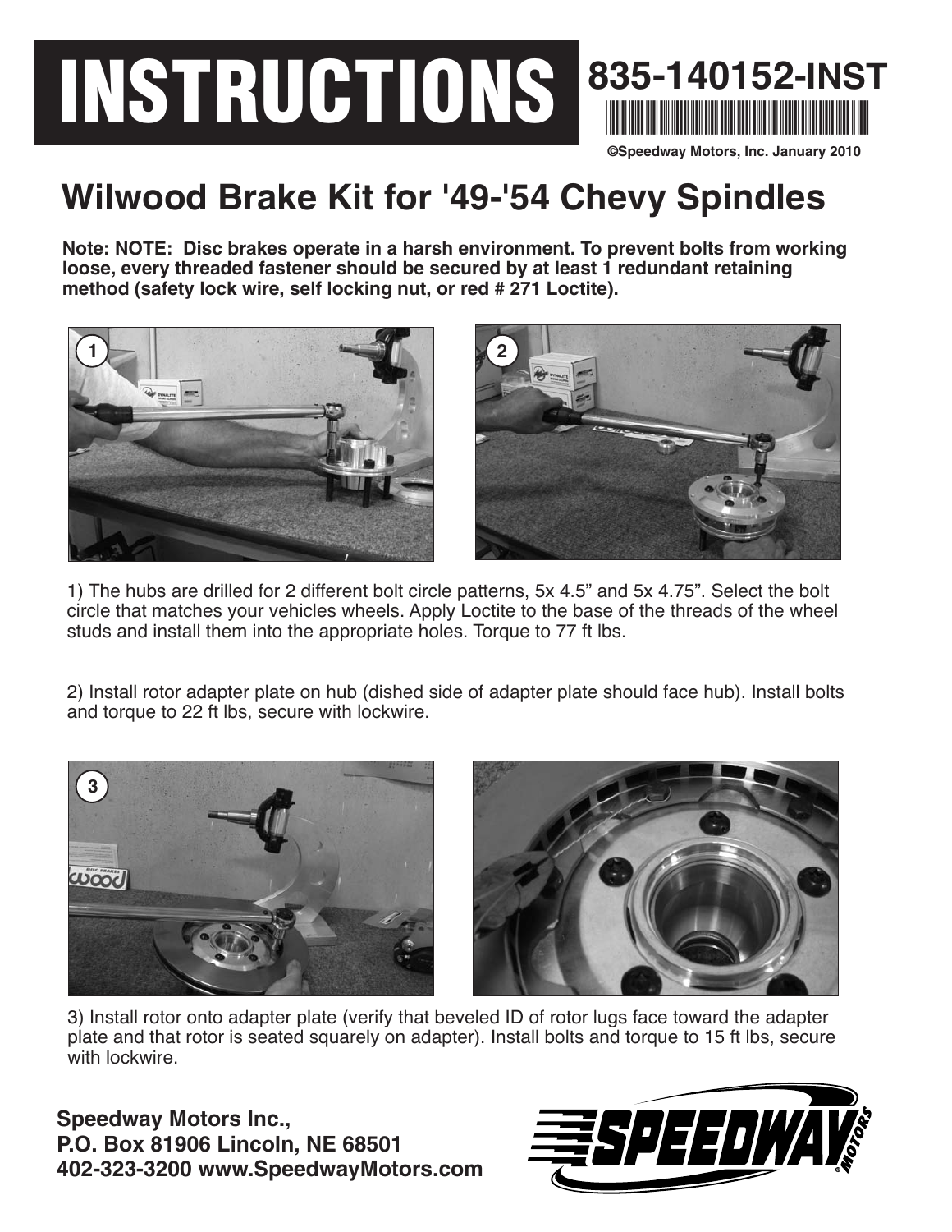# INSTRUCTIONS

**835-140152-INST**

**©Speedway Motors, Inc. January 2010**

## Wilwood Brake Kit for '49-'54 Chevy Spindles

**Note: NOTE: Disc brakes operate in a harsh environment. To prevent bolts from working loose, every threaded fastener should be secured by at least 1 redundant retaining method (safety lock wire, self locking nut, or red # 271 Loctite).**

1) The hubs are drilled for 2 different bolt circle patterns, 5x 4.5" and 5x 4.75". Select the bolt circle that matches your vehicles wheels. Apply Loctite to the base of the threads of the wheel studs and install them into the appropriate holes. Torque to 77 ft lbs.

2) Install rotor adapter plate on hub (dished side of adapter plate should face hub). Install bolts and torque to 22 ft lbs, secure with lockwire.

3) Install rotor onto adapter plate (verify that beveled ID of rotor lugs face toward the adapter plate and that rotor is seated squarely on adapter). Install bolts and torque to 15 ft lbs, secure with lockwire.

**Speedway Motors Inc.,**
**P.O. Box 81906 Lincoln, NE 68501**
**402-323-3200 www.SpeedwayMotors.com**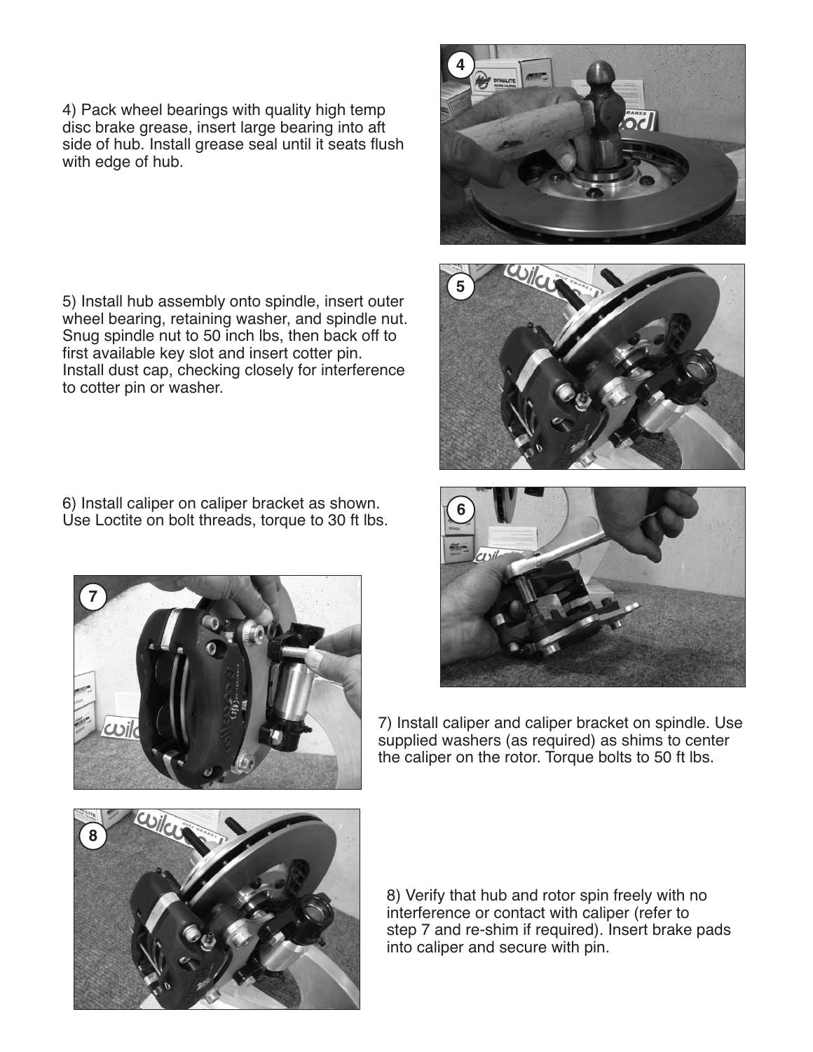4) Pack wheel bearings with quality high temp disc brake grease, insert large bearing into aft side of hub. Install grease seal until it seats flush with edge of hub.

5) Install hub assembly onto spindle, insert outer wheel bearing, retaining washer, and spindle nut. Snug spindle nut to 50 inch lbs, then back off to first available key slot and insert cotter pin. Install dust cap, checking closely for interference to cotter pin or washer.

6) Install caliper on caliper bracket as shown. Use Loctite on bolt threads, torque to 30 ft lbs.

7) Install caliper and caliper bracket on spindle. Use supplied washers (as required) as shims to center the caliper on the rotor. Torque bolts to 50 ft lbs.

8) Verify that hub and rotor spin freely with no interference or contact with caliper (refer to step 7 and re-shim if required). Insert brake pads into caliper and secure with pin.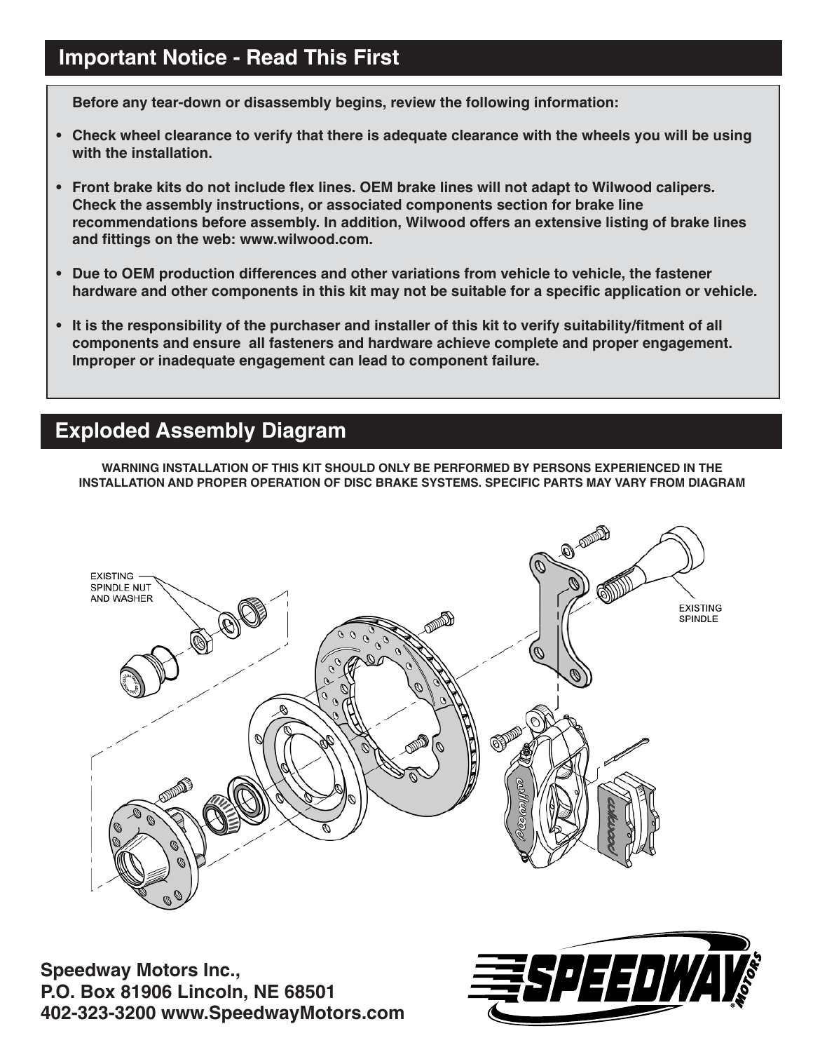## Important Notice - Read This First

**Before any tear-down or disassembly begins, review the following information:**

- **Check wheel clearance to verify that there is adequate clearance with the wheels you will be using with the installation.**
- **Front brake kits do not include flex lines. OEM brake lines will not adapt to Wilwood calipers. Check the assembly instructions, or associated components section for brake line recommendations before assembly. In addition, Wilwood offers an extensive listing of brake lines and fittings on the web: www.wilwood.com.**
- **Due to OEM production differences and other variations from vehicle to vehicle, the fastener hardware and other components in this kit may not be suitable for a specific application or vehicle.**
- **It is the responsibility of the purchaser and installer of this kit to verify suitability/fitment of all components and ensure all fasteners and hardware achieve complete and proper engagement. Improper or inadequate engagement can lead to component failure.**

## Exploded Assembly Diagram

**WARNING INSTALLATION OF THIS KIT SHOULD ONLY BE PERFORMED BY PERSONS EXPERIENCED IN THE INSTALLATION AND PROPER OPERATION OF DISC BRAKE SYSTEMS. SPECIFIC PARTS MAY VARY FROM DIAGRAM**

EXISTING SPINDLE NUT AND WASHER

EXISTING SPINDLE

**Speedway Motors Inc.,**
**P.O. Box 81906 Lincoln, NE 68501**
**402-323-3200 www.SpeedwayMotors.com**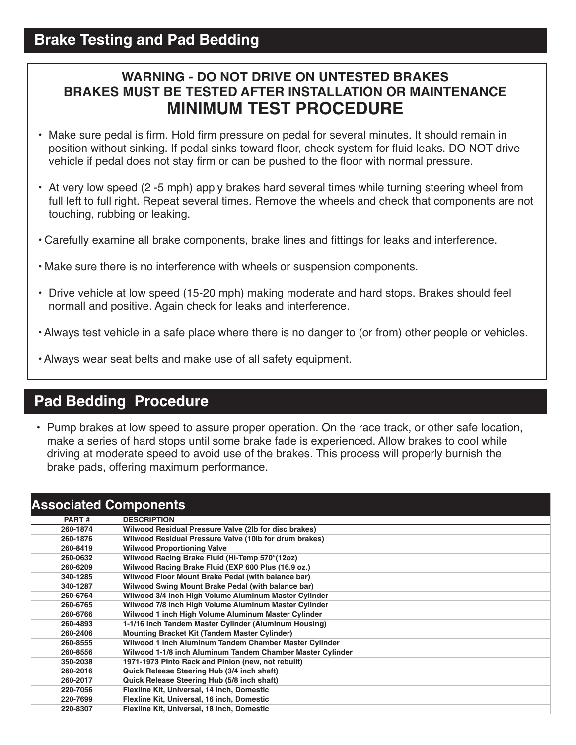## Brake Testing and Pad Bedding

**WARNING - DO NOT DRIVE ON UNTESTED BRAKES**
**BRAKES MUST BE TESTED AFTER INSTALLATION OR MAINTENANCE**

### MINIMUM TEST PROCEDURE

- Make sure pedal is firm. Hold firm pressure on pedal for several minutes. It should remain in position without sinking. If pedal sinks toward floor, check system for fluid leaks. DO NOT drive vehicle if pedal does not stay firm or can be pushed to the floor with normal pressure.
- At very low speed (2 -5 mph) apply brakes hard several times while turning steering wheel from full left to full right. Repeat several times. Remove the wheels and check that components are not touching, rubbing or leaking.
- Carefully examine all brake components, brake lines and fittings for leaks and interference.
- Make sure there is no interference with wheels or suspension components.
- Drive vehicle at low speed (15-20 mph) making moderate and hard stops. Brakes should feel normall and positive. Again check for leaks and interference.
- Always test vehicle in a safe place where there is no danger to (or from) other people or vehicles.
- Always wear seat belts and make use of all safety equipment.

## Pad Bedding Procedure

- Pump brakes at low speed to assure proper operation. On the race track, or other safe location, make a series of hard stops until some brake fade is experienced. Allow brakes to cool while driving at moderate speed to avoid use of the brakes. This process will properly burnish the brake pads, offering maximum performance.

## Associated Components

| PART # | DESCRIPTION |
|---|---|
| 260-1874 | Wilwood Residual Pressure Valve (2lb for disc brakes) |
| 260-1876 | Wilwood Residual Pressure Valve (10lb for drum brakes) |
| 260-8419 | Wilwood Proportioning Valve |
| 260-0632 | Wilwood Racing Brake Fluid (Hi-Temp 570°(12oz) |
| 260-6209 | Wilwood Racing Brake Fluid (EXP 600 Plus (16.9 oz.) |
| 340-1285 | Wilwood Floor Mount Brake Pedal (with balance bar) |
| 340-1287 | Wilwood Swing Mount Brake Pedal (with balance bar) |
| 260-6764 | Wilwood 3/4 inch High Volume Aluminum Master Cylinder |
| 260-6765 | Wilwood 7/8 inch High Volume Aluminum Master Cylinder |
| 260-6766 | Wilwood 1 inch High Volume Aluminum Master Cylinder |
| 260-4893 | 1-1/16 inch Tandem Master Cylinder (Aluminum Housing) |
| 260-2406 | Mounting Bracket Kit (Tandem Master Cylinder) |
| 260-8555 | Wilwood 1 inch Aluminum Tandem Chamber Master Cylinder |
| 260-8556 | Wilwood 1-1/8 inch Aluminum Tandem Chamber Master Cylinder |
| 350-2038 | 1971-1973 PInto Rack and Pinion (new, not rebuilt) |
| 260-2016 | Quick Release Steering Hub (3/4 inch shaft) |
| 260-2017 | Quick Release Steering Hub (5/8 inch shaft) |
| 220-7056 | Flexline Kit, Universal, 14 inch, Domestic |
| 220-7699 | Flexline Kit, Universal, 16 inch, Domestic |
| 220-8307 | Flexline Kit, Universal, 18 inch, Domestic |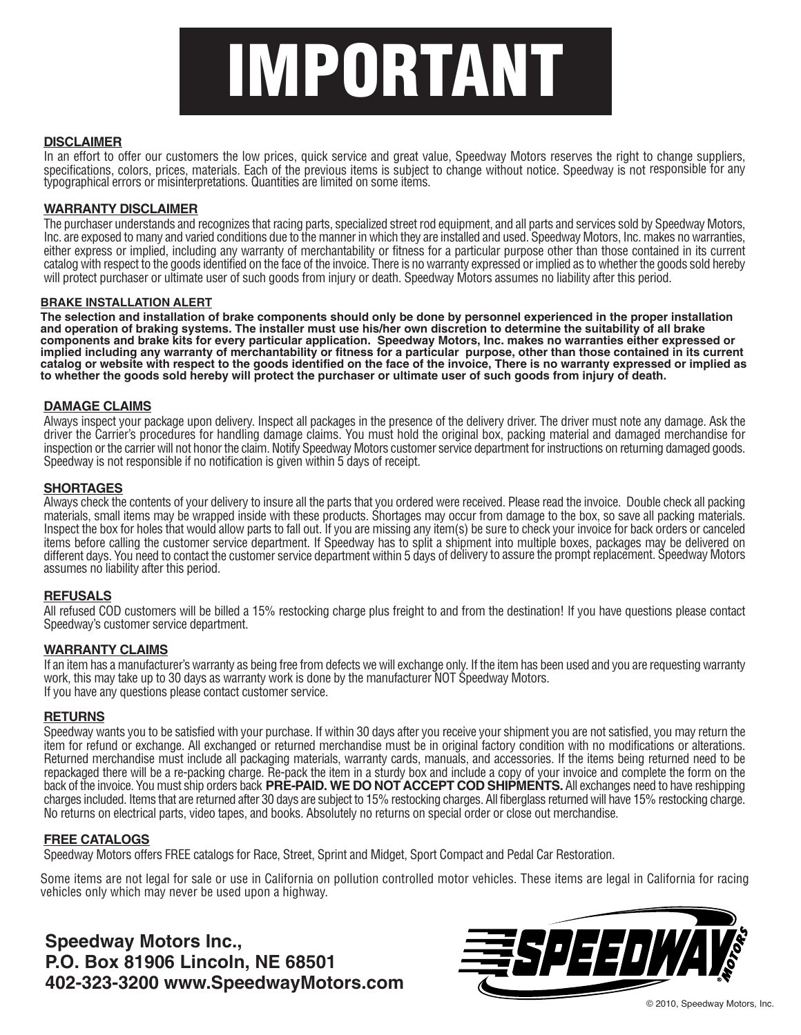# IMPORTANT

**DISCLAIMER**

In an effort to offer our customers the low prices, quick service and great value, Speedway Motors reserves the right to change suppliers, specifications, colors, prices, materials. Each of the previous items is subject to change without notice. Speedway is not responsible for any typographical errors or misinterpretations. Quantities are limited on some items.

**WARRANTY DISCLAIMER**

The purchaser understands and recognizes that racing parts, specialized street rod equipment, and all parts and services sold by Speedway Motors, Inc. are exposed to many and varied conditions due to the manner in which they are installed and used. Speedway Motors, Inc. makes no warranties, either express or implied, including any warranty of merchantability or fitness for a particular purpose other than those contained in its current catalog with respect to the goods identified on the face of the invoice. There is no warranty expressed or implied as to whether the goods sold hereby will protect purchaser or ultimate user of such goods from injury or death. Speedway Motors assumes no liability after this period.

**BRAKE INSTALLATION ALERT**

**The selection and installation of brake components should only be done by personnel experienced in the proper installation and operation of braking systems. The installer must use his/her own discretion to determine the suitability of all brake components and brake kits for every particular application. Speedway Motors, Inc. makes no warranties either expressed or implied including any warranty of merchantability or fitness for a particular purpose, other than those contained in its current catalog or website with respect to the goods identified on the face of the invoice, There is no warranty expressed or implied as to whether the goods sold hereby will protect the purchaser or ultimate user of such goods from injury of death.**

**DAMAGE CLAIMS**

Always inspect your package upon delivery. Inspect all packages in the presence of the delivery driver. The driver must note any damage. Ask the driver the Carrier's procedures for handling damage claims. You must hold the original box, packing material and damaged merchandise for inspection or the carrier will not honor the claim. Notify Speedway Motors customer service department for instructions on returning damaged goods. Speedway is not responsible if no notification is given within 5 days of receipt.

**SHORTAGES**

Always check the contents of your delivery to insure all the parts that you ordered were received. Please read the invoice. Double check all packing materials, small items may be wrapped inside with these products. Shortages may occur from damage to the box, so save all packing materials. Inspect the box for holes that would allow parts to fall out. If you are missing any item(s) be sure to check your invoice for back orders or canceled items before calling the customer service department. If Speedway has to split a shipment into multiple boxes, packages may be delivered on different days. You need to contact the customer service department within 5 days of delivery to assure the prompt replacement. Speedway Motors assumes no liability after this period.

**REFUSALS**

All refused COD customers will be billed a 15% restocking charge plus freight to and from the destination! If you have questions please contact Speedway's customer service department.

**WARRANTY CLAIMS**

If an item has a manufacturer's warranty as being free from defects we will exchange only. If the item has been used and you are requesting warranty work, this may take up to 30 days as warranty work is done by the manufacturer NOT Speedway Motors.
If you have any questions please contact customer service.

**RETURNS**

Speedway wants you to be satisfied with your purchase. If within 30 days after you receive your shipment you are not satisfied, you may return the item for refund or exchange. All exchanged or returned merchandise must be in original factory condition with no modifications or alterations. Returned merchandise must include all packaging materials, warranty cards, manuals, and accessories. If the items being returned need to be repackaged there will be a re-packing charge. Re-pack the item in a sturdy box and include a copy of your invoice and complete the form on the back of the invoice. You must ship orders back **PRE-PAID. WE DO NOT ACCEPT COD SHIPMENTS.** All exchanges need to have reshipping charges included. Items that are returned after 30 days are subject to 15% restocking charges. All fiberglass returned will have 15% restocking charge. No returns on electrical parts, video tapes, and books. Absolutely no returns on special order or close out merchandise.

**FREE CATALOGS**

Speedway Motors offers FREE catalogs for Race, Street, Sprint and Midget, Sport Compact and Pedal Car Restoration.

Some items are not legal for sale or use in California on pollution controlled motor vehicles. These items are legal in California for racing vehicles only which may never be used upon a highway.

**Speedway Motors Inc.,**
**P.O. Box 81906 Lincoln, NE 68501**
**402-323-3200 www.SpeedwayMotors.com**

© 2010, Speedway Motors, Inc.